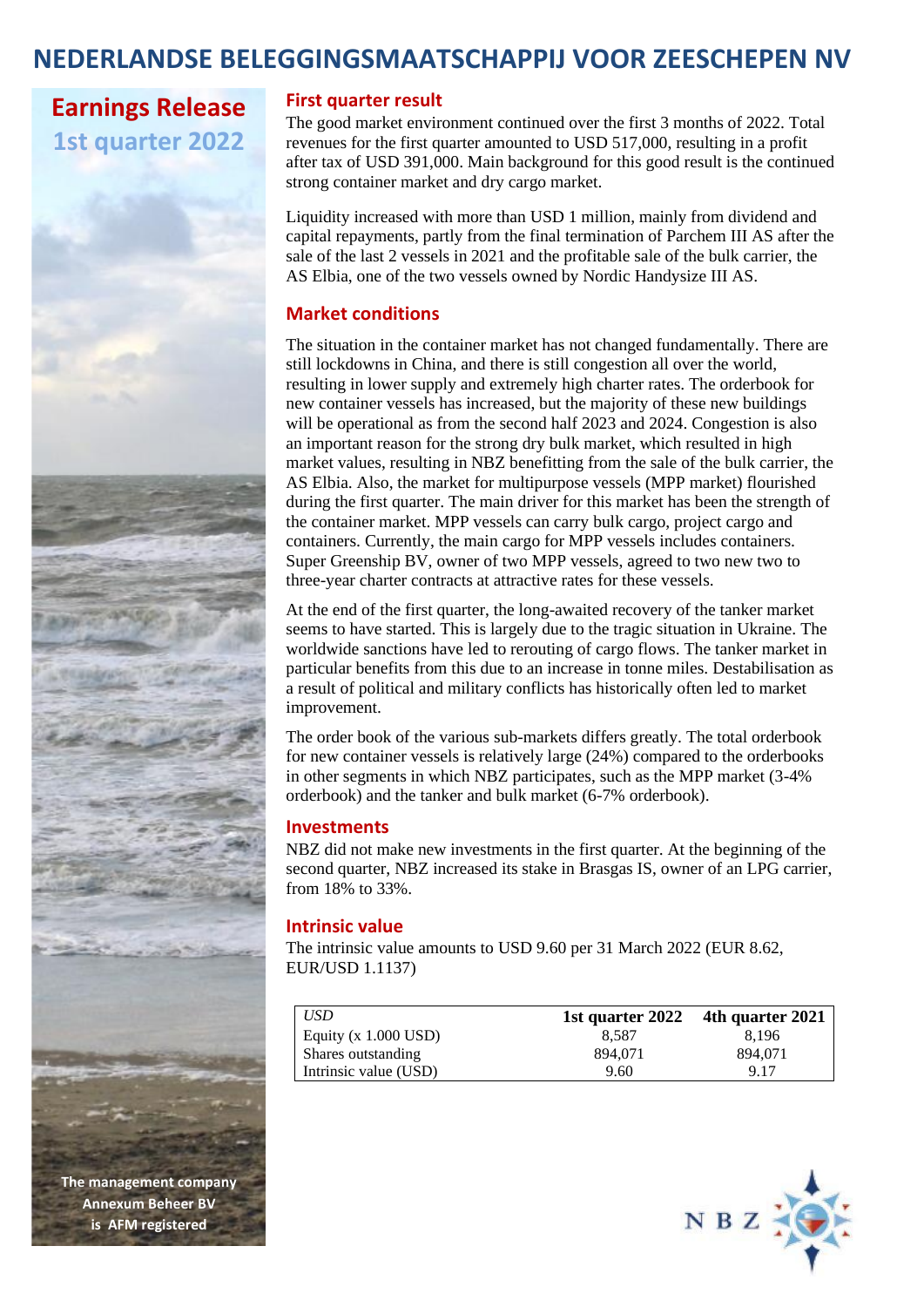# NEDERLANDSE BELEGGINGSMAATSCHAPPIJ VOOR ZEESCHEPEN NV

## Earnings Release
## 1st quarter 2022

### First quarter result

The good market environment continued over the first 3 months of 2022. Total revenues for the first quarter amounted to USD 517,000, resulting in a profit after tax of USD 391,000. Main background for this good result is the continued strong container market and dry cargo market.

Liquidity increased with more than USD 1 million, mainly from dividend and capital repayments, partly from the final termination of Parchem III AS after the sale of the last 2 vessels in 2021 and the profitable sale of the bulk carrier, the AS Elbia, one of the two vessels owned by Nordic Handysize III AS.

### Market conditions

The situation in the container market has not changed fundamentally. There are still lockdowns in China, and there is still congestion all over the world, resulting in lower supply and extremely high charter rates. The orderbook for new container vessels has increased, but the majority of these new buildings will be operational as from the second half 2023 and 2024. Congestion is also an important reason for the strong dry bulk market, which resulted in high market values, resulting in NBZ benefitting from the sale of the bulk carrier, the AS Elbia. Also, the market for multipurpose vessels (MPP market) flourished during the first quarter. The main driver for this market has been the strength of the container market. MPP vessels can carry bulk cargo, project cargo and containers. Currently, the main cargo for MPP vessels includes containers. Super Greenship BV, owner of two MPP vessels, agreed to two new two to three-year charter contracts at attractive rates for these vessels.

At the end of the first quarter, the long-awaited recovery of the tanker market seems to have started. This is largely due to the tragic situation in Ukraine. The worldwide sanctions have led to rerouting of cargo flows. The tanker market in particular benefits from this due to an increase in tonne miles. Destabilisation as a result of political and military conflicts has historically often led to market improvement.

The order book of the various sub-markets differs greatly. The total orderbook for new container vessels is relatively large (24%) compared to the orderbooks in other segments in which NBZ participates, such as the MPP market (3-4% orderbook) and the tanker and bulk market (6-7% orderbook).

### Investments

NBZ did not make new investments in the first quarter. At the beginning of the second quarter, NBZ increased its stake in Brasgas IS, owner of an LPG carrier, from 18% to 33%.

### Intrinsic value

The intrinsic value amounts to USD 9.60 per 31 March 2022 (EUR 8.62, EUR/USD 1.1137)

| *USD* | **1st quarter 2022** | **4th quarter 2021** |
|---|---|---|
| Equity (x 1.000 USD) | 8,587 | 8,196 |
| Shares outstanding | 894,071 | 894,071 |
| Intrinsic value (USD) | 9.60 | 9.17 |

**The management company Annexum Beheer BV is AFM registered**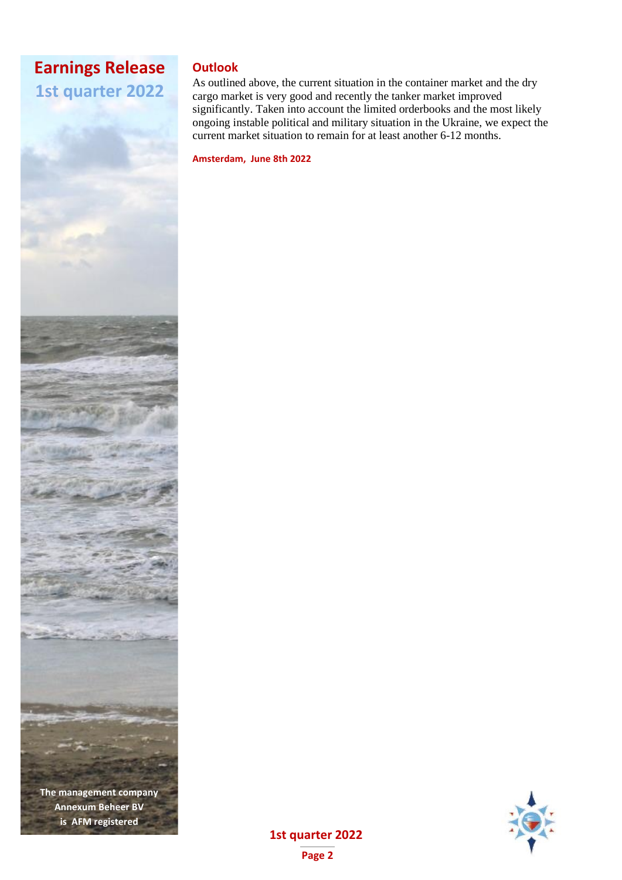## Outlook

As outlined above, the current situation in the container market and the dry cargo market is very good and recently the tanker market improved significantly. Taken into account the limited orderbooks and the most likely ongoing instable political and military situation in the Ukraine, we expect the current market situation to remain for at least another 6-12 months.

**Amsterdam, June 8th 2022**

The management company Annexum Beheer BV is AFM registered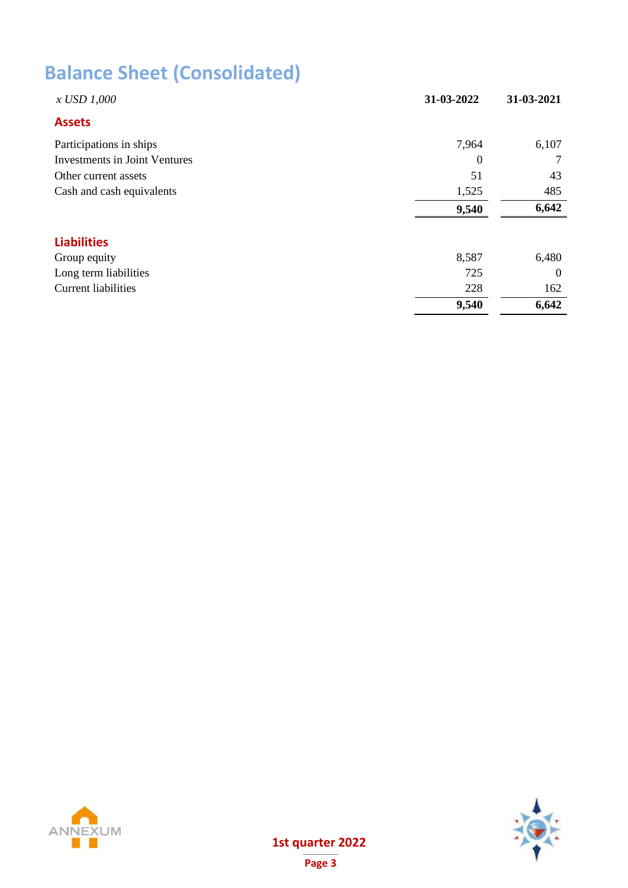# Balance Sheet (Consolidated)

| *x USD 1,000* | **31-03-2022** | **31-03-2021** |
|---|---|---|
| **Assets** | | |
| Participations in ships | 7,964 | 6,107 |
| Investments in Joint Ventures | 0 | 7 |
| Other current assets | 51 | 43 |
| Cash and cash equivalents | 1,525 | 485 |
| | **9,540** | **6,642** |
| **Liabilities** | | |
| Group equity | 8,587 | 6,480 |
| Long term liabilities | 725 | 0 |
| Current liabilities | 228 | 162 |
| | **9,540** | **6,642** |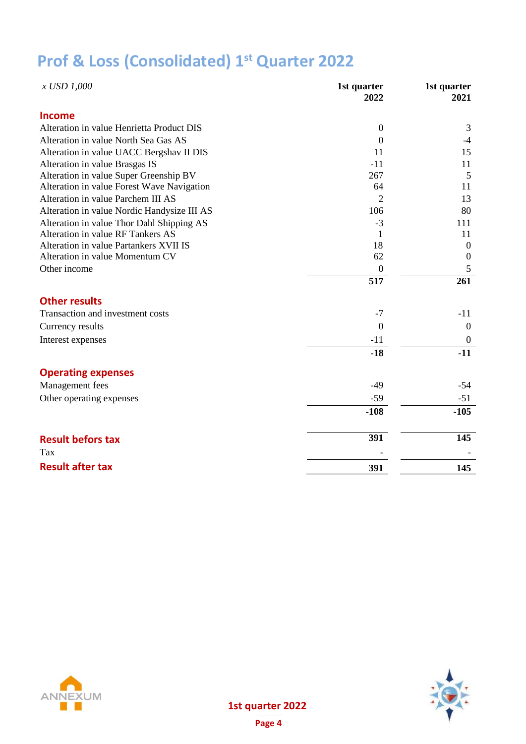# Prof & Loss (Consolidated) 1st Quarter 2022

| *x USD 1,000* | **1st quarter 2022** | **1st quarter 2021** |
|---|---|---|
| **Income** | | |
| Alteration in value Henrietta Product DIS | 0 | 3 |
| Alteration in value North Sea Gas AS | 0 | -4 |
| Alteration in value UACC Bergshav II DIS | 11 | 15 |
| Alteration in value Brasgas IS | -11 | 11 |
| Alteration in value Super Greenship BV | 267 | 5 |
| Alteration in value Forest Wave Navigation | 64 | 11 |
| Alteration in value Parchem III AS | 2 | 13 |
| Alteration in value Nordic Handysize III AS | 106 | 80 |
| Alteration in value Thor Dahl Shipping AS | -3 | 111 |
| Alteration in value RF Tankers AS | 1 | 11 |
| Alteration in value Partankers XVII IS | 18 | 0 |
| Alteration in value Momentum CV | 62 | 0 |
| Other income | 0 | 5 |
| | **517** | **261** |
| **Other results** | | |
| Transaction and investment costs | -7 | -11 |
| Currency results | 0 | 0 |
| Interest expenses | -11 | 0 |
| | **-18** | **-11** |
| **Operating expenses** | | |
| Management fees | -49 | -54 |
| Other operating expenses | -59 | -51 |
| | **-108** | **-105** |
| **Result befors tax** | **391** | **145** |
| Tax | - | - |
| **Result after tax** | **391** | **145** |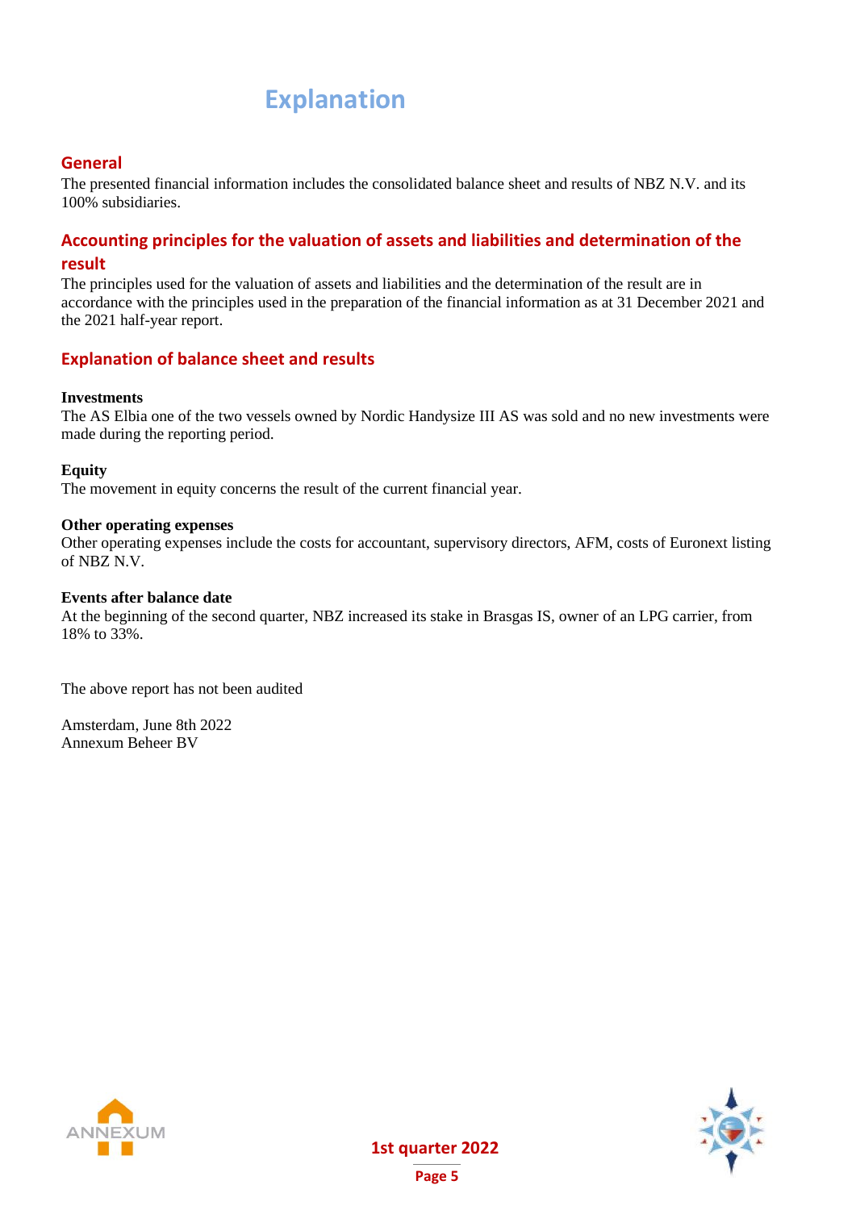# Explanation

## General

The presented financial information includes the consolidated balance sheet and results of NBZ N.V. and its 100% subsidiaries.

## Accounting principles for the valuation of assets and liabilities and determination of the result

The principles used for the valuation of assets and liabilities and the determination of the result are in accordance with the principles used in the preparation of the financial information as at 31 December 2021 and the 2021 half-year report.

## Explanation of balance sheet and results

**Investments**

The AS Elbia one of the two vessels owned by Nordic Handysize III AS was sold and no new investments were made during the reporting period.

**Equity**

The movement in equity concerns the result of the current financial year.

**Other operating expenses**

Other operating expenses include the costs for accountant, supervisory directors, AFM, costs of Euronext listing of NBZ N.V.

**Events after balance date**

At the beginning of the second quarter, NBZ increased its stake in Brasgas IS, owner of an LPG carrier, from 18% to 33%.

The above report has not been audited

Amsterdam, June 8th 2022
Annexum Beheer BV